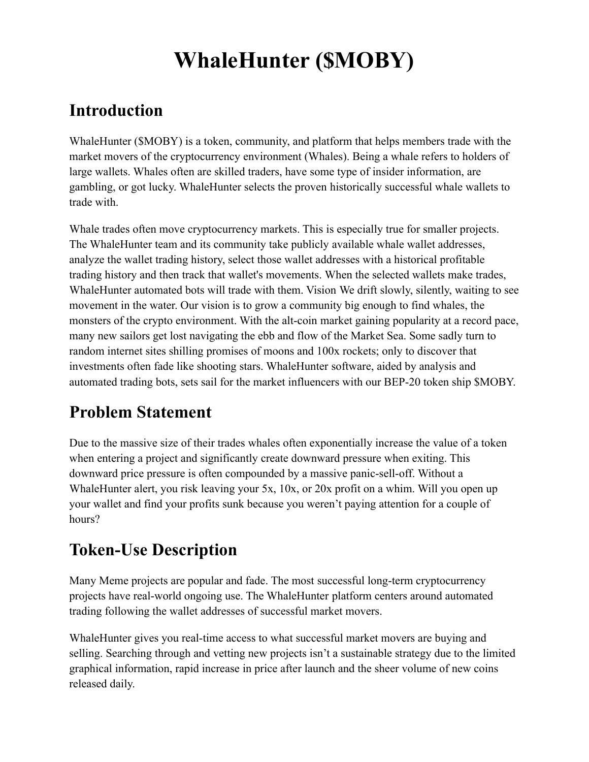# WhaleHunter ($MOBY)

## Introduction

WhaleHunter ($MOBY) is a token, community, and platform that helps members trade with the market movers of the cryptocurrency environment (Whales). Being a whale refers to holders of large wallets. Whales often are skilled traders, have some type of insider information, are gambling, or got lucky. WhaleHunter selects the proven historically successful whale wallets to trade with.

Whale trades often move cryptocurrency markets. This is especially true for smaller projects. The WhaleHunter team and its community take publicly available whale wallet addresses, analyze the wallet trading history, select those wallet addresses with a historical profitable trading history and then track that wallet's movements. When the selected wallets make trades, WhaleHunter automated bots will trade with them. Vision We drift slowly, silently, waiting to see movement in the water. Our vision is to grow a community big enough to find whales, the monsters of the crypto environment. With the alt-coin market gaining popularity at a record pace, many new sailors get lost navigating the ebb and flow of the Market Sea. Some sadly turn to random internet sites shilling promises of moons and 100x rockets; only to discover that investments often fade like shooting stars. WhaleHunter software, aided by analysis and automated trading bots, sets sail for the market influencers with our BEP-20 token ship $MOBY.

## Problem Statement

Due to the massive size of their trades whales often exponentially increase the value of a token when entering a project and significantly create downward pressure when exiting. This downward price pressure is often compounded by a massive panic-sell-off. Without a WhaleHunter alert, you risk leaving your 5x, 10x, or 20x profit on a whim. Will you open up your wallet and find your profits sunk because you weren't paying attention for a couple of hours?

## Token-Use Description

Many Meme projects are popular and fade. The most successful long-term cryptocurrency projects have real-world ongoing use. The WhaleHunter platform centers around automated trading following the wallet addresses of successful market movers.

WhaleHunter gives you real-time access to what successful market movers are buying and selling. Searching through and vetting new projects isn't a sustainable strategy due to the limited graphical information, rapid increase in price after launch and the sheer volume of new coins released daily.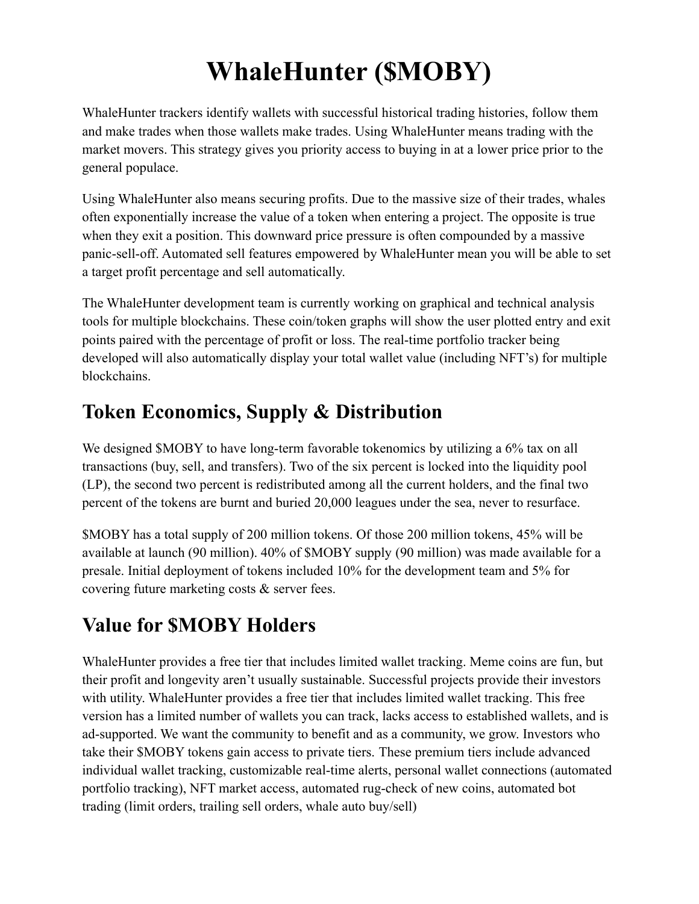# WhaleHunter ($MOBY)

WhaleHunter trackers identify wallets with successful historical trading histories, follow them and make trades when those wallets make trades. Using WhaleHunter means trading with the market movers. This strategy gives you priority access to buying in at a lower price prior to the general populace.

Using WhaleHunter also means securing profits. Due to the massive size of their trades, whales often exponentially increase the value of a token when entering a project. The opposite is true when they exit a position. This downward price pressure is often compounded by a massive panic-sell-off. Automated sell features empowered by WhaleHunter mean you will be able to set a target profit percentage and sell automatically.

The WhaleHunter development team is currently working on graphical and technical analysis tools for multiple blockchains. These coin/token graphs will show the user plotted entry and exit points paired with the percentage of profit or loss. The real-time portfolio tracker being developed will also automatically display your total wallet value (including NFT's) for multiple blockchains.

## Token Economics, Supply & Distribution

We designed $MOBY to have long-term favorable tokenomics by utilizing a 6% tax on all transactions (buy, sell, and transfers). Two of the six percent is locked into the liquidity pool (LP), the second two percent is redistributed among all the current holders, and the final two percent of the tokens are burnt and buried 20,000 leagues under the sea, never to resurface.

$MOBY has a total supply of 200 million tokens. Of those 200 million tokens, 45% will be available at launch (90 million). 40% of $MOBY supply (90 million) was made available for a presale. Initial deployment of tokens included 10% for the development team and 5% for covering future marketing costs & server fees.

## Value for $MOBY Holders

WhaleHunter provides a free tier that includes limited wallet tracking. Meme coins are fun, but their profit and longevity aren't usually sustainable. Successful projects provide their investors with utility. WhaleHunter provides a free tier that includes limited wallet tracking. This free version has a limited number of wallets you can track, lacks access to established wallets, and is ad-supported. We want the community to benefit and as a community, we grow. Investors who take their $MOBY tokens gain access to private tiers. These premium tiers include advanced individual wallet tracking, customizable real-time alerts, personal wallet connections (automated portfolio tracking), NFT market access, automated rug-check of new coins, automated bot trading (limit orders, trailing sell orders, whale auto buy/sell)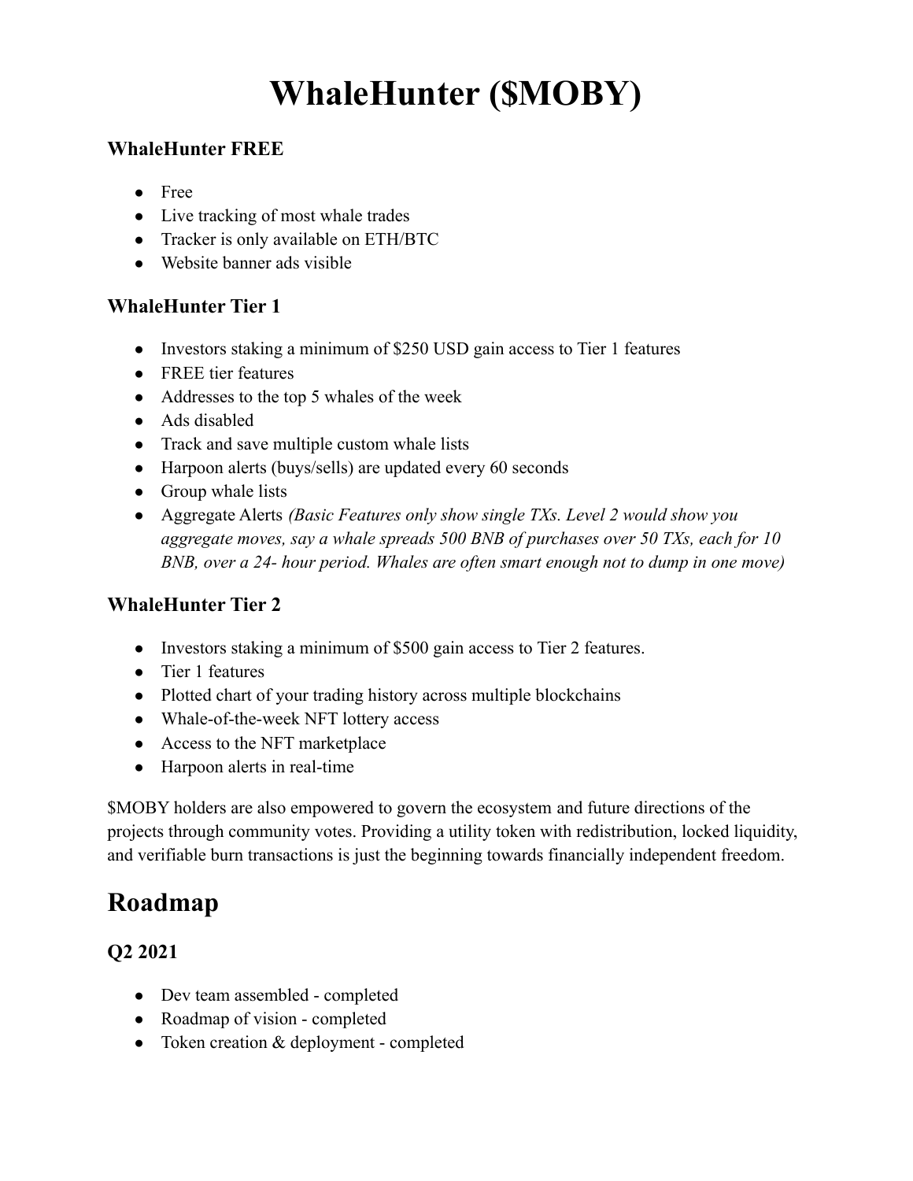# WhaleHunter ($MOBY)

### WhaleHunter FREE

- Free
- Live tracking of most whale trades
- Tracker is only available on ETH/BTC
- Website banner ads visible

### WhaleHunter Tier 1

- Investors staking a minimum of $250 USD gain access to Tier 1 features
- FREE tier features
- Addresses to the top 5 whales of the week
- Ads disabled
- Track and save multiple custom whale lists
- Harpoon alerts (buys/sells) are updated every 60 seconds
- Group whale lists
- Aggregate Alerts *(Basic Features only show single TXs. Level 2 would show you aggregate moves, say a whale spreads 500 BNB of purchases over 50 TXs, each for 10 BNB, over a 24- hour period. Whales are often smart enough not to dump in one move)*

### WhaleHunter Tier 2

- Investors staking a minimum of $500 gain access to Tier 2 features.
- Tier 1 features
- Plotted chart of your trading history across multiple blockchains
- Whale-of-the-week NFT lottery access
- Access to the NFT marketplace
- Harpoon alerts in real-time

$MOBY holders are also empowered to govern the ecosystem and future directions of the projects through community votes. Providing a utility token with redistribution, locked liquidity, and verifiable burn transactions is just the beginning towards financially independent freedom.

## Roadmap

### Q2 2021

- Dev team assembled - completed
- Roadmap of vision - completed
- Token creation & deployment - completed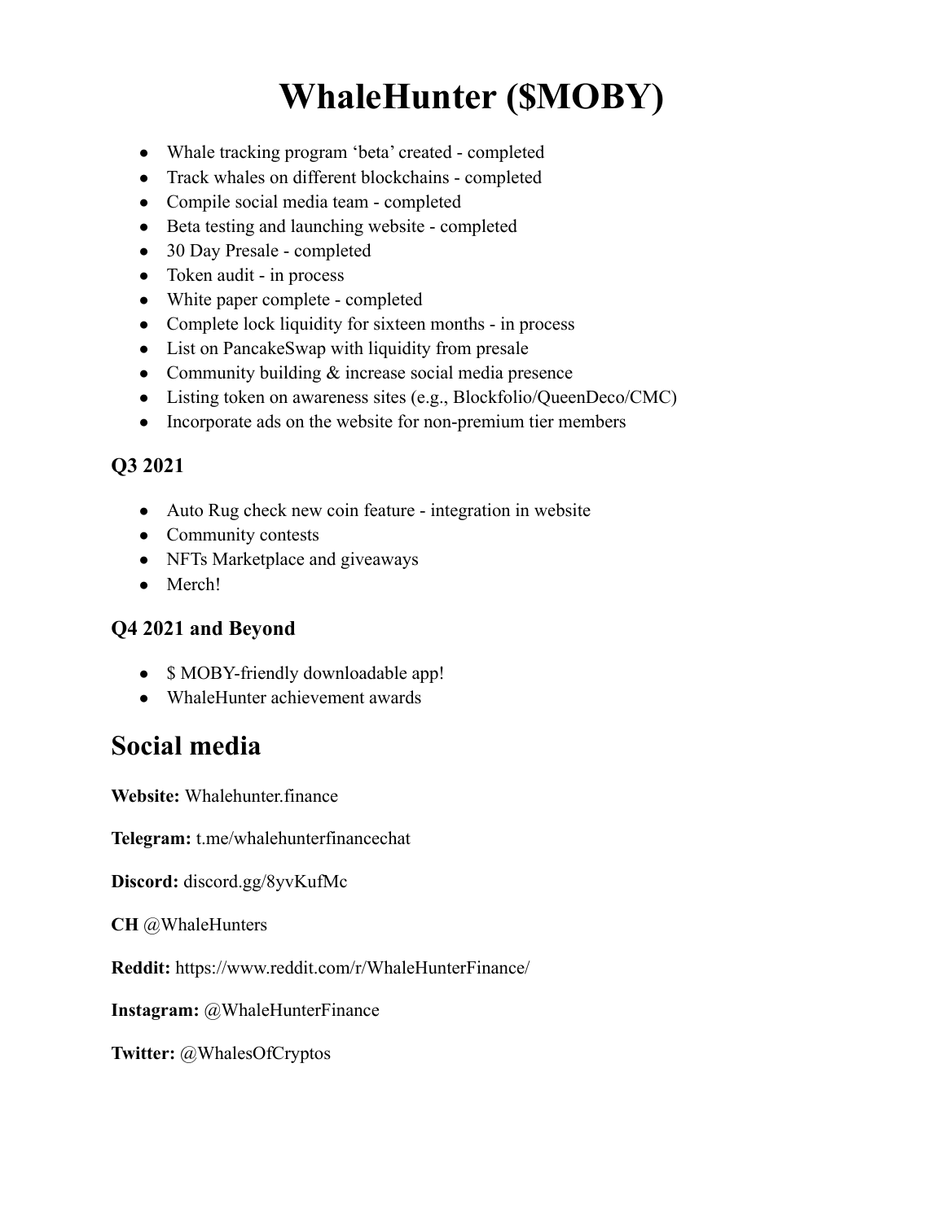# WhaleHunter ($MOBY)

- Whale tracking program 'beta' created - completed
- Track whales on different blockchains - completed
- Compile social media team - completed
- Beta testing and launching website - completed
- 30 Day Presale - completed
- Token audit - in process
- White paper complete - completed
- Complete lock liquidity for sixteen months - in process
- List on PancakeSwap with liquidity from presale
- Community building & increase social media presence
- Listing token on awareness sites (e.g., Blockfolio/QueenDeco/CMC)
- Incorporate ads on the website for non-premium tier members

### Q3 2021

- Auto Rug check new coin feature - integration in website
- Community contests
- NFTs Marketplace and giveaways
- Merch!

### Q4 2021 and Beyond

- $ MOBY-friendly downloadable app!
- WhaleHunter achievement awards

## Social media

**Website:** Whalehunter.finance

**Telegram:** t.me/whalehunterfinancechat

**Discord:** discord.gg/8yvKufMc

**CH** @WhaleHunters

**Reddit:** https://www.reddit.com/r/WhaleHunterFinance/

**Instagram:** @WhaleHunterFinance

**Twitter:** @WhalesOfCryptos